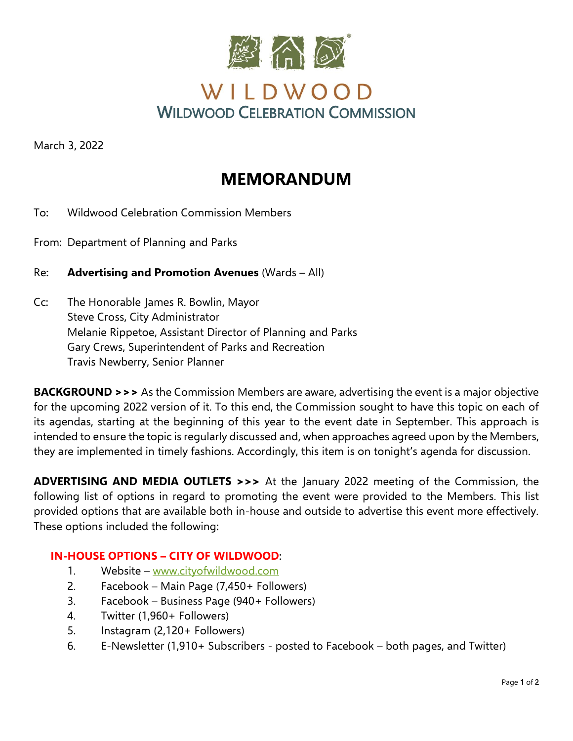# WILDWOOD
## WILDWOOD CELEBRATION COMMISSION

March 3, 2022

# MEMORANDUM

To: Wildwood Celebration Commission Members

From: Department of Planning and Parks

Re: **Advertising and Promotion Avenues** (Wards – All)

Cc: The Honorable James R. Bowlin, Mayor
Steve Cross, City Administrator
Melanie Rippetoe, Assistant Director of Planning and Parks
Gary Crews, Superintendent of Parks and Recreation
Travis Newberry, Senior Planner

**BACKGROUND >>>** As the Commission Members are aware, advertising the event is a major objective for the upcoming 2022 version of it. To this end, the Commission sought to have this topic on each of its agendas, starting at the beginning of this year to the event date in September. This approach is intended to ensure the topic is regularly discussed and, when approaches agreed upon by the Members, they are implemented in timely fashions. Accordingly, this item is on tonight's agenda for discussion.

**ADVERTISING AND MEDIA OUTLETS >>>** At the January 2022 meeting of the Commission, the following list of options in regard to promoting the event were provided to the Members. This list provided options that are available both in-house and outside to advertise this event more effectively. These options included the following:

**IN-HOUSE OPTIONS – CITY OF WILDWOOD**:

1. Website – www.cityofwildwood.com
2. Facebook – Main Page (7,450+ Followers)
3. Facebook – Business Page (940+ Followers)
4. Twitter (1,960+ Followers)
5. Instagram (2,120+ Followers)
6. E-Newsletter (1,910+ Subscribers - posted to Facebook – both pages, and Twitter)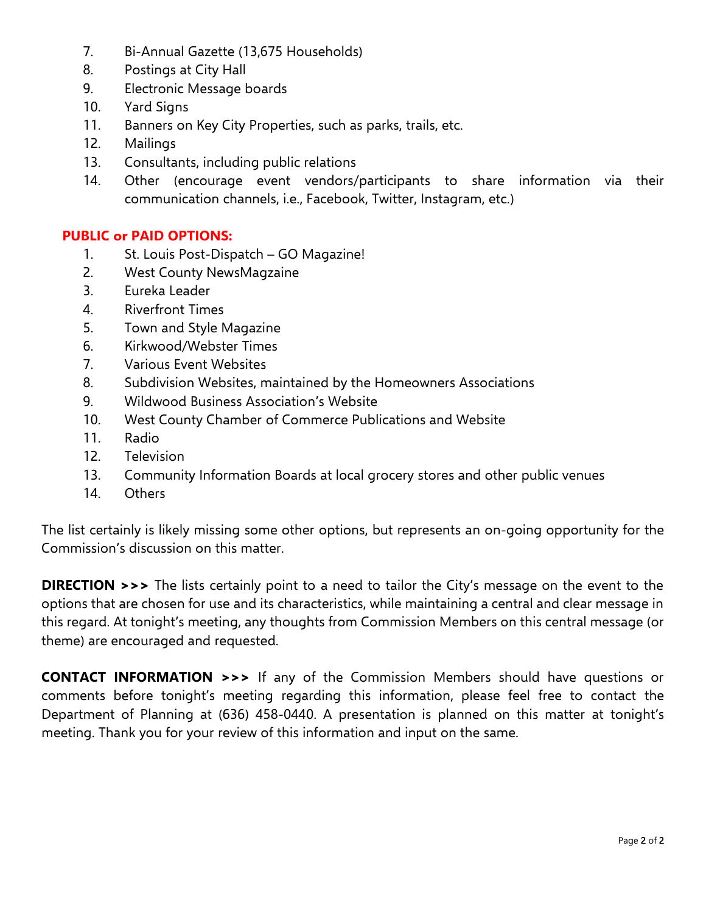7. Bi-Annual Gazette (13,675 Households)
8. Postings at City Hall
9. Electronic Message boards
10. Yard Signs
11. Banners on Key City Properties, such as parks, trails, etc.
12. Mailings
13. Consultants, including public relations
14. Other (encourage event vendors/participants to share information via their communication channels, i.e., Facebook, Twitter, Instagram, etc.)

**PUBLIC or PAID OPTIONS:**

1. St. Louis Post-Dispatch – GO Magazine!
2. West County NewsMagzaine
3. Eureka Leader
4. Riverfront Times
5. Town and Style Magazine
6. Kirkwood/Webster Times
7. Various Event Websites
8. Subdivision Websites, maintained by the Homeowners Associations
9. Wildwood Business Association's Website
10. West County Chamber of Commerce Publications and Website
11. Radio
12. Television
13. Community Information Boards at local grocery stores and other public venues
14. Others

The list certainly is likely missing some other options, but represents an on-going opportunity for the Commission's discussion on this matter.

**DIRECTION >>>** The lists certainly point to a need to tailor the City's message on the event to the options that are chosen for use and its characteristics, while maintaining a central and clear message in this regard. At tonight's meeting, any thoughts from Commission Members on this central message (or theme) are encouraged and requested.

**CONTACT INFORMATION >>>** If any of the Commission Members should have questions or comments before tonight's meeting regarding this information, please feel free to contact the Department of Planning at (636) 458-0440. A presentation is planned on this matter at tonight's meeting. Thank you for your review of this information and input on the same.